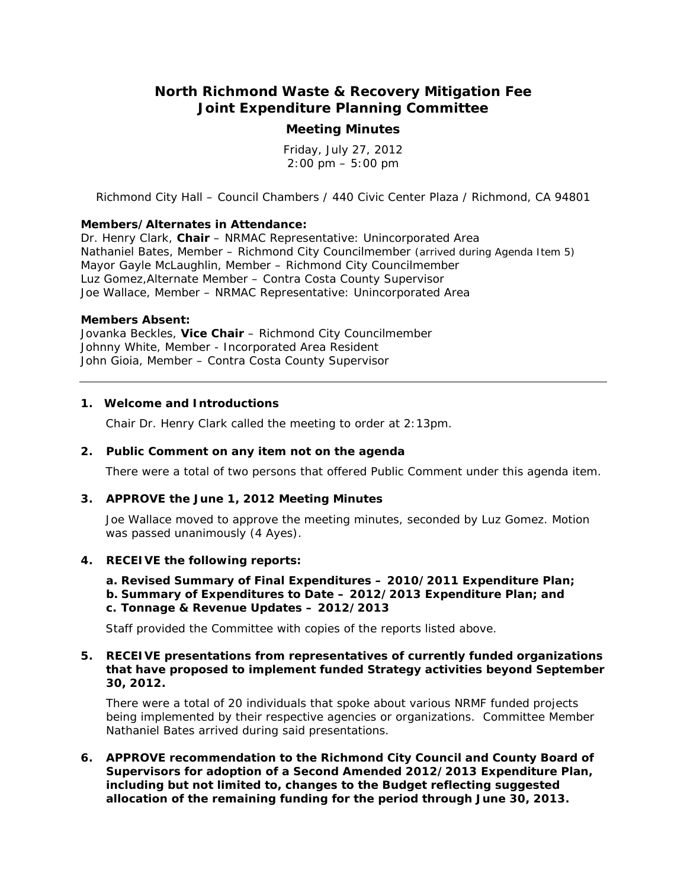# North Richmond Waste & Recovery Mitigation Fee Joint Expenditure Planning Committee

## Meeting Minutes

Friday, July 27, 2012
2:00 pm – 5:00 pm

Richmond City Hall – Council Chambers / 440 Civic Center Plaza / Richmond, CA 94801

**Members/Alternates in Attendance:**
Dr. Henry Clark, **Chair** – NRMAC Representative: Unincorporated Area
Nathaniel Bates, Member – Richmond City Councilmember (arrived during Agenda Item 5)
Mayor Gayle McLaughlin, Member – Richmond City Councilmember
Luz Gomez,Alternate Member – Contra Costa County Supervisor
Joe Wallace, Member – NRMAC Representative: Unincorporated Area

**Members Absent:**
Jovanka Beckles, **Vice Chair** – Richmond City Councilmember
Johnny White, Member - Incorporated Area Resident
John Gioia, Member – Contra Costa County Supervisor

---

**1. Welcome and Introductions**

Chair Dr. Henry Clark called the meeting to order at 2:13pm.

**2. Public Comment on any item not on the agenda**

There were a total of two persons that offered Public Comment under this agenda item.

**3. APPROVE the June 1, 2012 Meeting Minutes**

Joe Wallace moved to approve the meeting minutes, seconded by Luz Gomez. Motion was passed unanimously (4 Ayes).

**4. RECEIVE the following reports:**

**a. Revised Summary of Final Expenditures – 2010/2011 Expenditure Plan;**
**b. Summary of Expenditures to Date – 2012/2013 Expenditure Plan; and**
**c. Tonnage & Revenue Updates – 2012/2013**

Staff provided the Committee with copies of the reports listed above.

**5. RECEIVE presentations from representatives of currently funded organizations that have proposed to implement funded Strategy activities beyond September 30, 2012.**

There were a total of 20 individuals that spoke about various NRMF funded projects being implemented by their respective agencies or organizations. Committee Member Nathaniel Bates arrived during said presentations.

**6. APPROVE recommendation to the Richmond City Council and County Board of Supervisors for adoption of a Second Amended 2012/2013 Expenditure Plan, including but not limited to, changes to the Budget reflecting suggested allocation of the remaining funding for the period through June 30, 2013.**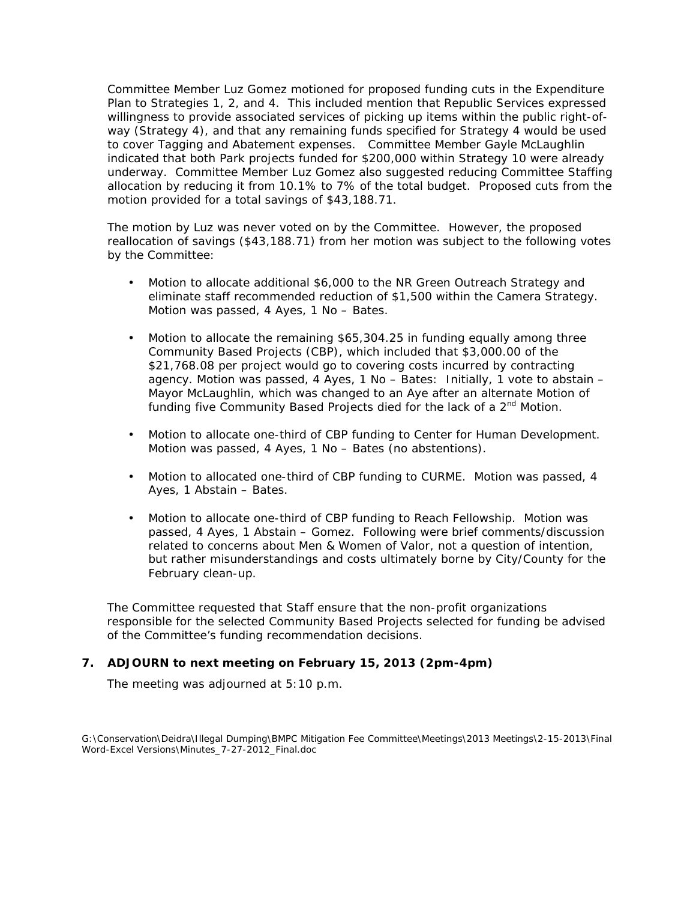Committee Member Luz Gomez motioned for proposed funding cuts in the Expenditure Plan to Strategies 1, 2, and 4. This included mention that Republic Services expressed willingness to provide associated services of picking up items within the public right-of-way (Strategy 4), and that any remaining funds specified for Strategy 4 would be used to cover Tagging and Abatement expenses. Committee Member Gayle McLaughlin indicated that both Park projects funded for $200,000 within Strategy 10 were already underway. Committee Member Luz Gomez also suggested reducing Committee Staffing allocation by reducing it from 10.1% to 7% of the total budget. Proposed cuts from the motion provided for a total savings of $43,188.71.

The motion by Luz was never voted on by the Committee. However, the proposed reallocation of savings ($43,188.71) from her motion was subject to the following votes by the Committee:

- Motion to allocate additional $6,000 to the NR Green Outreach Strategy and eliminate staff recommended reduction of $1,500 within the Camera Strategy. Motion was passed, 4 Ayes, 1 No – Bates.
- Motion to allocate the remaining $65,304.25 in funding equally among three Community Based Projects (CBP), which included that $3,000.00 of the $21,768.08 per project would go to covering costs incurred by contracting agency. Motion was passed, 4 Ayes, 1 No – Bates: Initially, 1 vote to abstain – Mayor McLaughlin, which was changed to an Aye after an alternate Motion of funding five Community Based Projects died for the lack of a 2nd Motion.
- Motion to allocate one-third of CBP funding to Center for Human Development. Motion was passed, 4 Ayes, 1 No – Bates (no abstentions).
- Motion to allocated one-third of CBP funding to CURME. Motion was passed, 4 Ayes, 1 Abstain – Bates.
- Motion to allocate one-third of CBP funding to Reach Fellowship. Motion was passed, 4 Ayes, 1 Abstain – Gomez. Following were brief comments/discussion related to concerns about Men & Women of Valor, not a question of intention, but rather misunderstandings and costs ultimately borne by City/County for the February clean-up.

The Committee requested that Staff ensure that the non-profit organizations responsible for the selected Community Based Projects selected for funding be advised of the Committee's funding recommendation decisions.

**7. ADJOURN to next meeting on February 15, 2013 (2pm-4pm)**

The meeting was adjourned at 5:10 p.m.

G:\Conservation\Deidra\Illegal Dumping\BMPC Mitigation Fee Committee\Meetings\2013 Meetings\2-15-2013\Final Word-Excel Versions\Minutes_7-27-2012_Final.doc